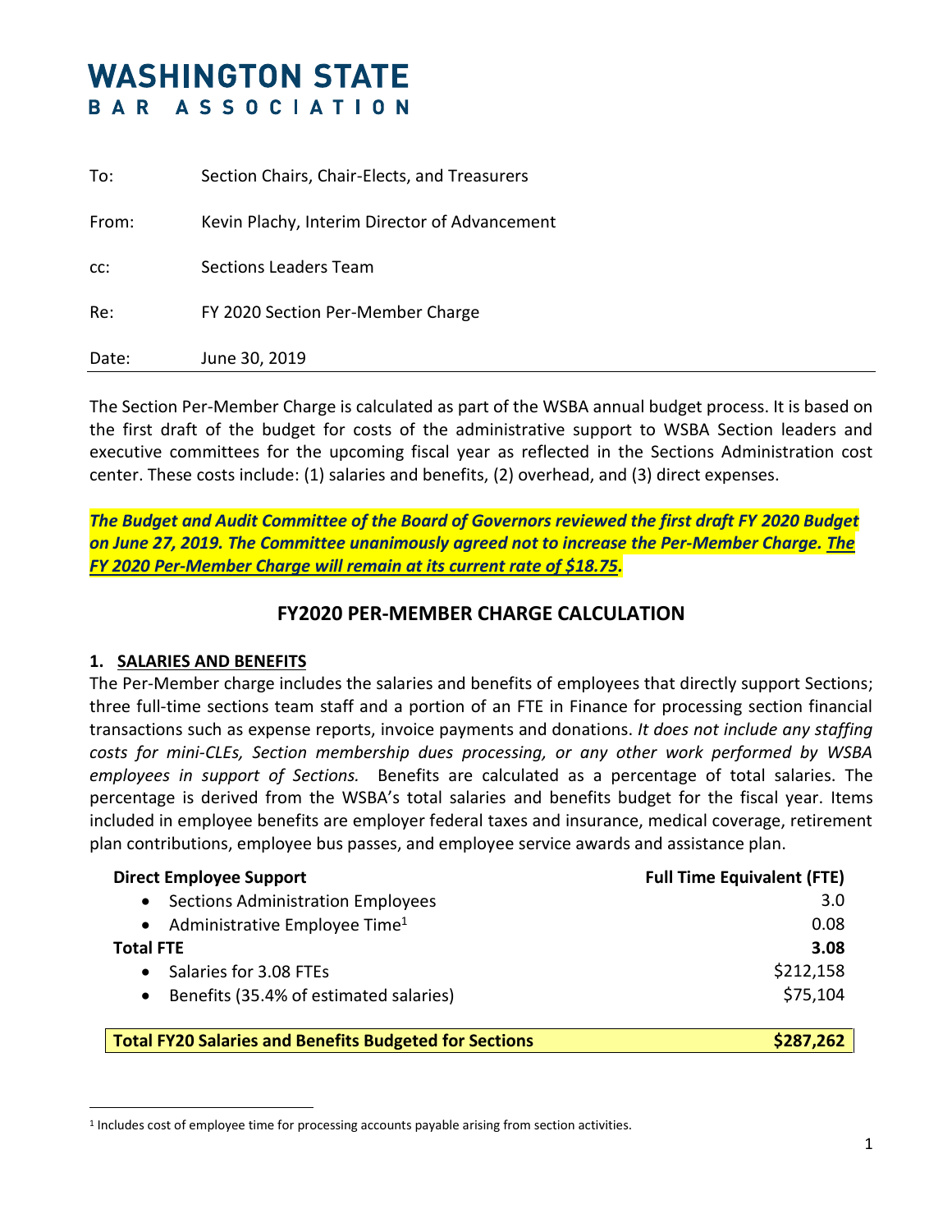# WASHINGTON STATE BAR ASSOCIATION

| | |
|---|---|
| To: | Section Chairs, Chair-Elects, and Treasurers |
| From: | Kevin Plachy, Interim Director of Advancement |
| cc: | Sections Leaders Team |
| Re: | FY 2020 Section Per-Member Charge |
| Date: | June 30, 2019 |

The Section Per-Member Charge is calculated as part of the WSBA annual budget process. It is based on the first draft of the budget for costs of the administrative support to WSBA Section leaders and executive committees for the upcoming fiscal year as reflected in the Sections Administration cost center. These costs include: (1) salaries and benefits, (2) overhead, and (3) direct expenses.

***The Budget and Audit Committee of the Board of Governors reviewed the first draft FY 2020 Budget on June 27, 2019. The Committee unanimously agreed not to increase the Per-Member Charge. The FY 2020 Per-Member Charge will remain at its current rate of $18.75.***

## FY2020 PER-MEMBER CHARGE CALCULATION

### 1. SALARIES AND BENEFITS

The Per-Member charge includes the salaries and benefits of employees that directly support Sections; three full-time sections team staff and a portion of an FTE in Finance for processing section financial transactions such as expense reports, invoice payments and donations. *It does not include any staffing costs for mini-CLEs, Section membership dues processing, or any other work performed by WSBA employees in support of Sections.* Benefits are calculated as a percentage of total salaries. The percentage is derived from the WSBA's total salaries and benefits budget for the fiscal year. Items included in employee benefits are employer federal taxes and insurance, medical coverage, retirement plan contributions, employee bus passes, and employee service awards and assistance plan.

| Direct Employee Support | Full Time Equivalent (FTE) |
|---|---|
| • Sections Administration Employees | 3.0 |
| • Administrative Employee Time[1] | 0.08 |
| **Total FTE** | **3.08** |
| • Salaries for 3.08 FTEs | $212,158 |
| • Benefits (35.4% of estimated salaries) | $75,104 |
| **Total FY20 Salaries and Benefits Budgeted for Sections** | **$287,262** |

[1] Includes cost of employee time for processing accounts payable arising from section activities.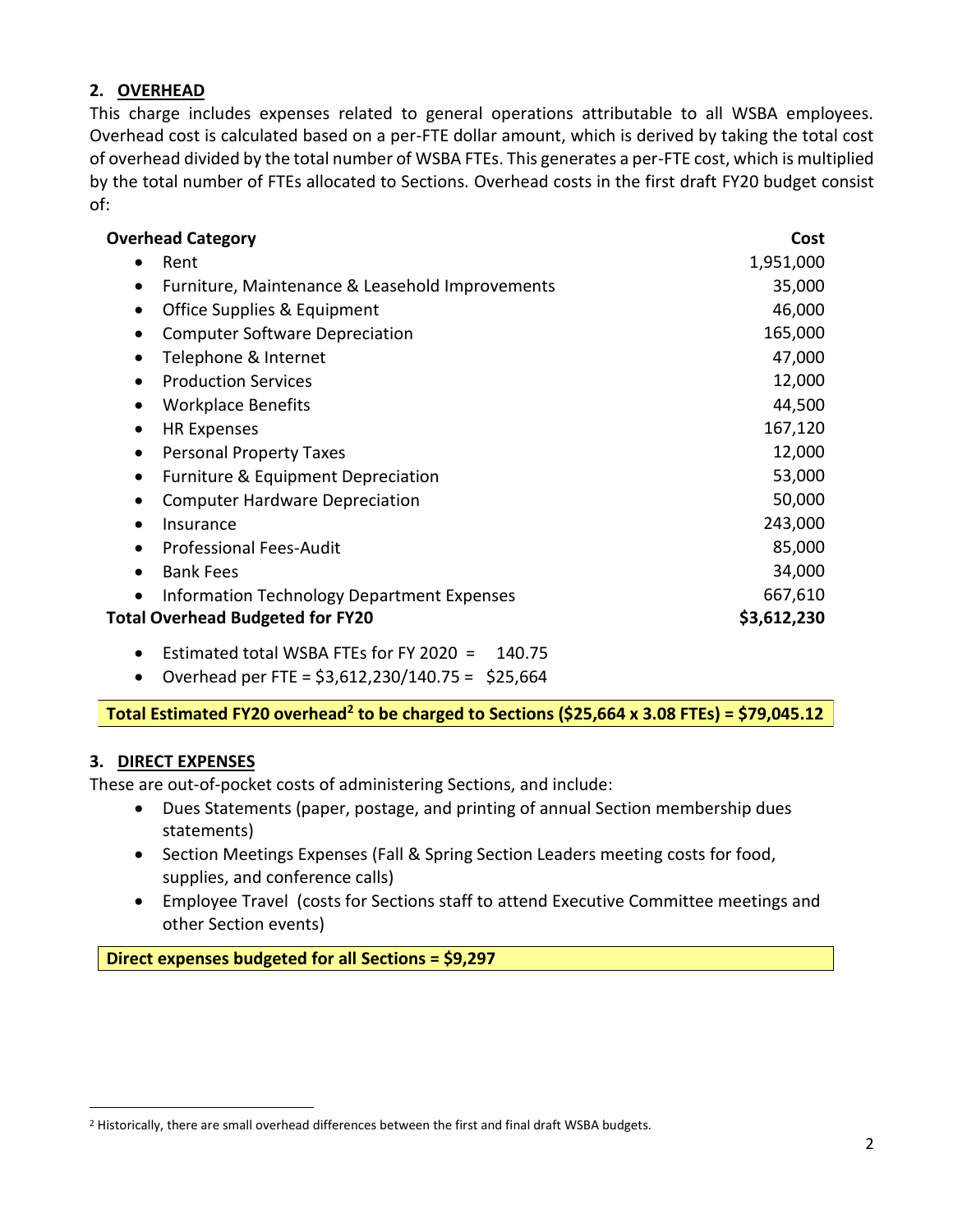## 2. OVERHEAD

This charge includes expenses related to general operations attributable to all WSBA employees. Overhead cost is calculated based on a per-FTE dollar amount, which is derived by taking the total cost of overhead divided by the total number of WSBA FTEs. This generates a per-FTE cost, which is multiplied by the total number of FTEs allocated to Sections. Overhead costs in the first draft FY20 budget consist of:

| Overhead Category | Cost |
|---|---|
| • Rent | 1,951,000 |
| • Furniture, Maintenance & Leasehold Improvements | 35,000 |
| • Office Supplies & Equipment | 46,000 |
| • Computer Software Depreciation | 165,000 |
| • Telephone & Internet | 47,000 |
| • Production Services | 12,000 |
| • Workplace Benefits | 44,500 |
| • HR Expenses | 167,120 |
| • Personal Property Taxes | 12,000 |
| • Furniture & Equipment Depreciation | 53,000 |
| • Computer Hardware Depreciation | 50,000 |
| • Insurance | 243,000 |
| • Professional Fees-Audit | 85,000 |
| • Bank Fees | 34,000 |
| • Information Technology Department Expenses | 667,610 |
| **Total Overhead Budgeted for FY20** | **$3,612,230** |

- Estimated total WSBA FTEs for FY 2020 = 140.75
- Overhead per FTE = $3,612,230/140.75 = $25,664

**Total Estimated FY20 overhead[2] to be charged to Sections ($25,664 x 3.08 FTEs) = $79,045.12**

## 3. DIRECT EXPENSES

These are out-of-pocket costs of administering Sections, and include:

- Dues Statements (paper, postage, and printing of annual Section membership dues statements)
- Section Meetings Expenses (Fall & Spring Section Leaders meeting costs for food, supplies, and conference calls)
- Employee Travel (costs for Sections staff to attend Executive Committee meetings and other Section events)

**Direct expenses budgeted for all Sections = $9,297**

[2] Historically, there are small overhead differences between the first and final draft WSBA budgets.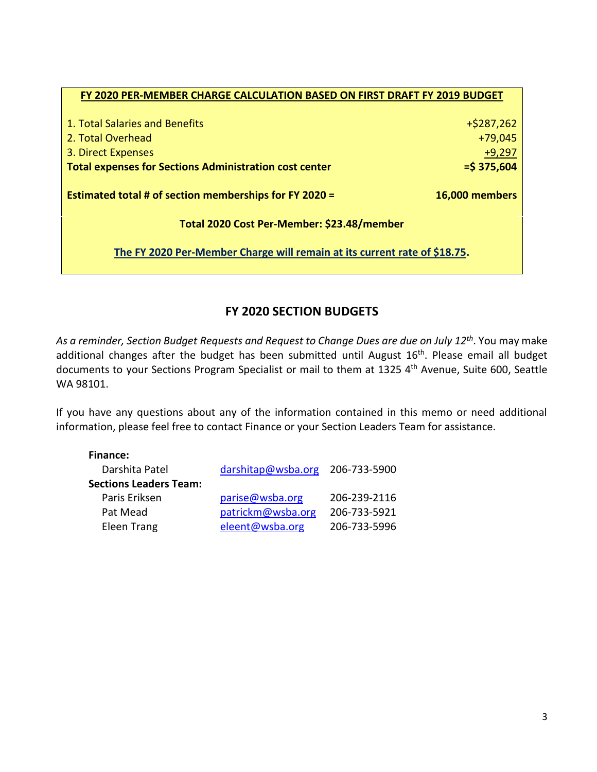**FY 2020 PER-MEMBER CHARGE CALCULATION BASED ON FIRST DRAFT FY 2019 BUDGET**

| | |
|---|---|
| 1. Total Salaries and Benefits | +$287,262 |
| 2. Total Overhead | +79,045 |
| 3. Direct Expenses | +9,297 |
| **Total expenses for Sections Administration cost center** | **=$ 375,604** |
| **Estimated total # of section memberships for FY 2020 =** | **16,000 members** |

**Total 2020 Cost Per-Member: $23.48/member**

**The FY 2020 Per-Member Charge will remain at its current rate of $18.75.**

## FY 2020 SECTION BUDGETS

*As a reminder, Section Budget Requests and Request to Change Dues are due on July 12th*. You may make additional changes after the budget has been submitted until August 16th. Please email all budget documents to your Sections Program Specialist or mail to them at 1325 4th Avenue, Suite 600, Seattle WA 98101.

If you have any questions about any of the information contained in this memo or need additional information, please feel free to contact Finance or your Section Leaders Team for assistance.

| | | |
|---|---|---|
| **Finance:** | | |
| Darshita Patel | darshitap@wsba.org | 206-733-5900 |
| **Sections Leaders Team:** | | |
| Paris Eriksen | parise@wsba.org | 206-239-2116 |
| Pat Mead | patrickm@wsba.org | 206-733-5921 |
| Eleen Trang | eleent@wsba.org | 206-733-5996 |